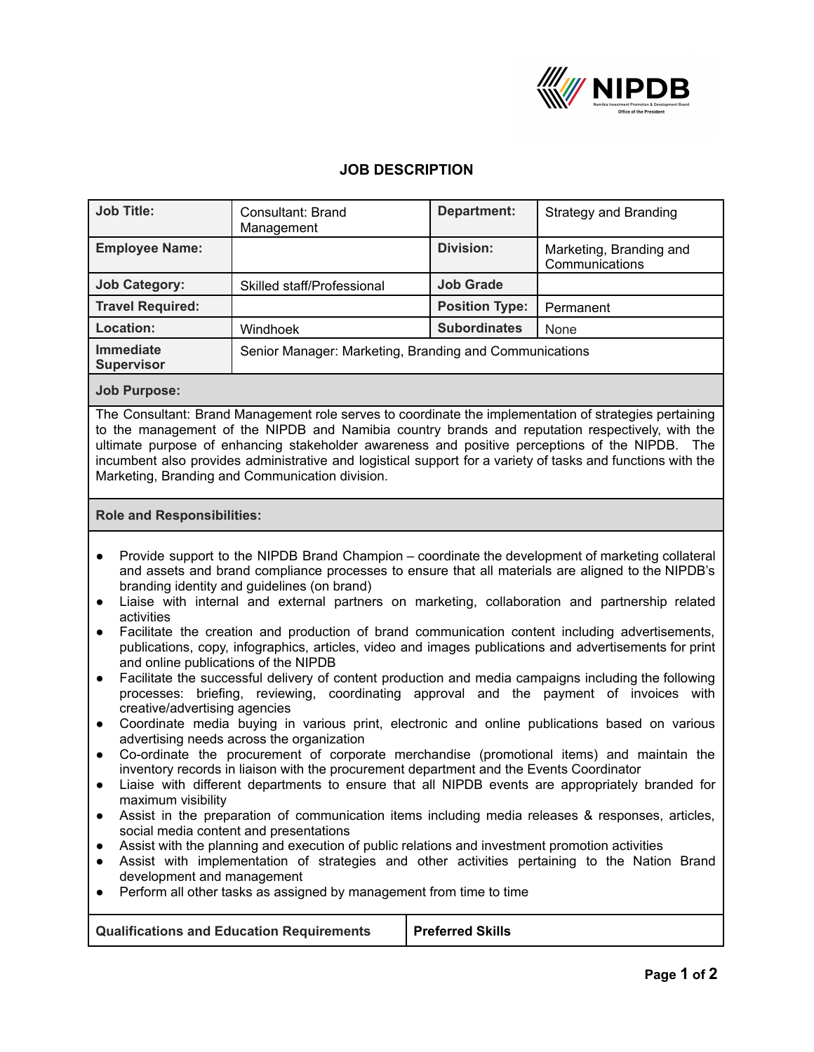# JOB DESCRIPTION

| Job Title: | Consultant: Brand Management | Department: | Strategy and Branding |
|---|---|---|---|
| Employee Name: | | Division: | Marketing, Branding and Communications |
| Job Category: | Skilled staff/Professional | Job Grade | |
| Travel Required: | | Position Type: | Permanent |
| Location: | Windhoek | Subordinates | None |
| Immediate Supervisor | Senior Manager: Marketing, Branding and Communications | | |

**Job Purpose:**

The Consultant: Brand Management role serves to coordinate the implementation of strategies pertaining to the management of the NIPDB and Namibia country brands and reputation respectively, with the ultimate purpose of enhancing stakeholder awareness and positive perceptions of the NIPDB. The incumbent also provides administrative and logistical support for a variety of tasks and functions with the Marketing, Branding and Communication division.

**Role and Responsibilities:**

- Provide support to the NIPDB Brand Champion – coordinate the development of marketing collateral and assets and brand compliance processes to ensure that all materials are aligned to the NIPDB's branding identity and guidelines (on brand)
- Liaise with internal and external partners on marketing, collaboration and partnership related activities
- Facilitate the creation and production of brand communication content including advertisements, publications, copy, infographics, articles, video and images publications and advertisements for print and online publications of the NIPDB
- Facilitate the successful delivery of content production and media campaigns including the following processes: briefing, reviewing, coordinating approval and the payment of invoices with creative/advertising agencies
- Coordinate media buying in various print, electronic and online publications based on various advertising needs across the organization
- Co-ordinate the procurement of corporate merchandise (promotional items) and maintain the inventory records in liaison with the procurement department and the Events Coordinator
- Liaise with different departments to ensure that all NIPDB events are appropriately branded for maximum visibility
- Assist in the preparation of communication items including media releases & responses, articles, social media content and presentations
- Assist with the planning and execution of public relations and investment promotion activities
- Assist with implementation of strategies and other activities pertaining to the Nation Brand development and management
- Perform all other tasks as assigned by management from time to time

| Qualifications and Education Requirements | Preferred Skills |
|---|---|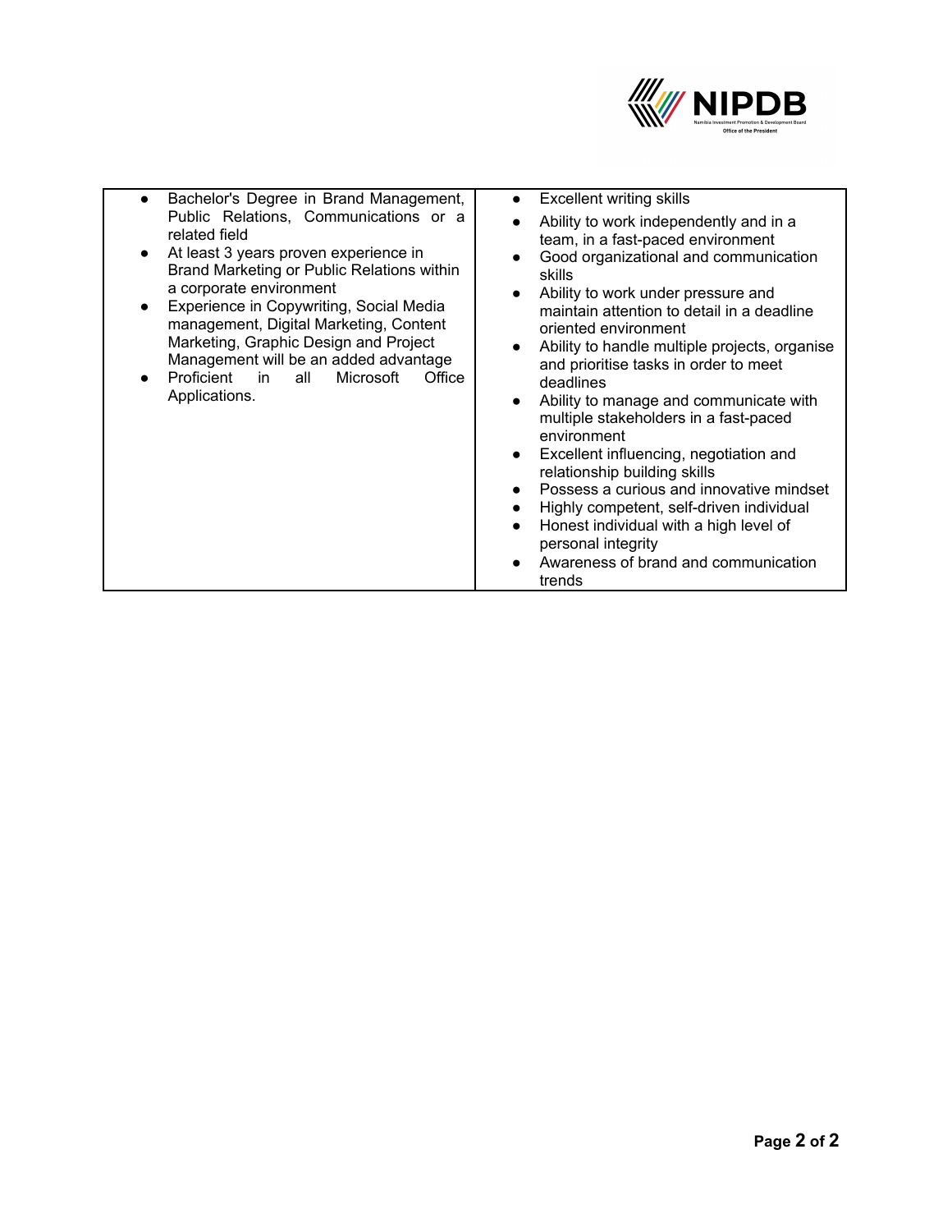| | |
|---|---|
| • Bachelor's Degree in Brand Management, Public Relations, Communications or a related field<br>• At least 3 years proven experience in Brand Marketing or Public Relations within a corporate environment<br>• Experience in Copywriting, Social Media management, Digital Marketing, Content Marketing, Graphic Design and Project Management will be an added advantage<br>• Proficient in all Microsoft Office Applications. | • Excellent writing skills<br>• Ability to work independently and in a team, in a fast-paced environment<br>• Good organizational and communication skills<br>• Ability to work under pressure and maintain attention to detail in a deadline oriented environment<br>• Ability to handle multiple projects, organise and prioritise tasks in order to meet deadlines<br>• Ability to manage and communicate with multiple stakeholders in a fast-paced environment<br>• Excellent influencing, negotiation and relationship building skills<br>• Possess a curious and innovative mindset<br>• Highly competent, self-driven individual<br>• Honest individual with a high level of personal integrity<br>• Awareness of brand and communication trends |